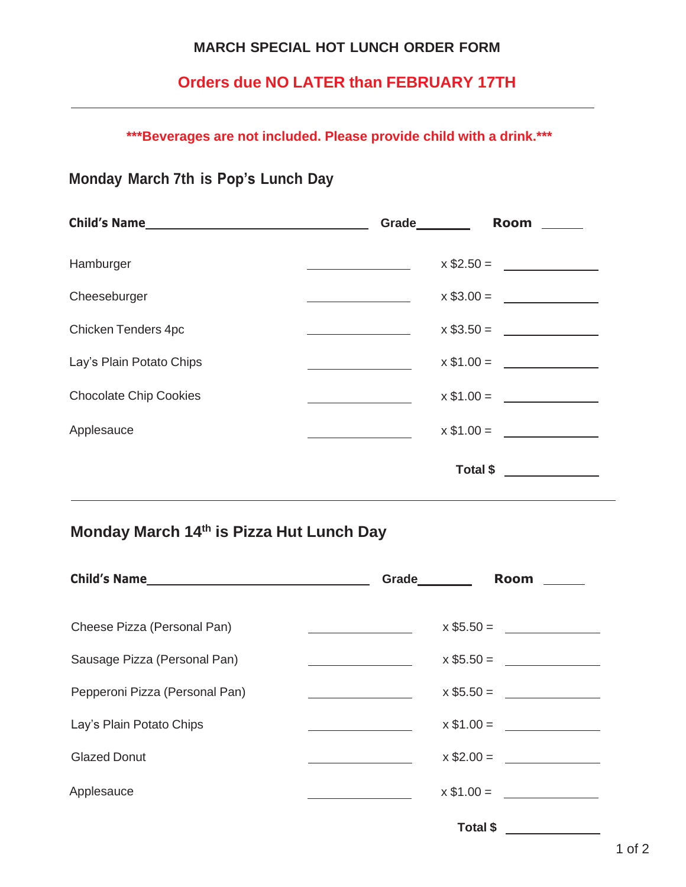# MARCH SPECIAL HOT LUNCH ORDER FORM

**Orders due NO LATER than FEBRUARY 17TH**

---

*****Beverages are not included. Please provide child with a drink.*****

## Monday March 7th is Pop's Lunch Day

**Child's Name**\_\_\_\_\_\_\_\_\_\_\_\_\_\_\_\_\_\_\_\_\_\_\_\_\_\_\_\_\_\_ **Grade**\_\_\_\_\_\_\_\_ **Room** \_\_\_\_\_\_

| Item | Quantity | Price | Amount |
|---|---|---|---|
| Hamburger | \_\_\_\_\_\_\_\_ | x $2.50 = | \_\_\_\_\_\_\_\_ |
| Cheeseburger | \_\_\_\_\_\_\_\_ | x $3.00 = | \_\_\_\_\_\_\_\_ |
| Chicken Tenders 4pc | \_\_\_\_\_\_\_\_ | x $3.50 = | \_\_\_\_\_\_\_\_ |
| Lay's Plain Potato Chips | \_\_\_\_\_\_\_\_ | x $1.00 = | \_\_\_\_\_\_\_\_ |
| Chocolate Chip Cookies | \_\_\_\_\_\_\_\_ | x $1.00 = | \_\_\_\_\_\_\_\_ |
| Applesauce | \_\_\_\_\_\_\_\_ | x $1.00 = | \_\_\_\_\_\_\_\_ |
| | | **Total $** | \_\_\_\_\_\_\_\_ |

---

## Monday March 14th is Pizza Hut Lunch Day

**Child's Name**\_\_\_\_\_\_\_\_\_\_\_\_\_\_\_\_\_\_\_\_\_\_\_\_\_\_\_\_\_\_ **Grade**\_\_\_\_\_\_\_\_ **Room** \_\_\_\_\_\_

| Item | Quantity | Price | Amount |
|---|---|---|---|
| Cheese Pizza (Personal Pan) | \_\_\_\_\_\_\_\_ | x $5.50 = | \_\_\_\_\_\_\_\_ |
| Sausage Pizza (Personal Pan) | \_\_\_\_\_\_\_\_ | x $5.50 = | \_\_\_\_\_\_\_\_ |
| Pepperoni Pizza (Personal Pan) | \_\_\_\_\_\_\_\_ | x $5.50 = | \_\_\_\_\_\_\_\_ |
| Lay's Plain Potato Chips | \_\_\_\_\_\_\_\_ | x $1.00 = | \_\_\_\_\_\_\_\_ |
| Glazed Donut | \_\_\_\_\_\_\_\_ | x $2.00 = | \_\_\_\_\_\_\_\_ |
| Applesauce | \_\_\_\_\_\_\_\_ | x $1.00 = | \_\_\_\_\_\_\_\_ |
| | | **Total $** | \_\_\_\_\_\_\_\_ |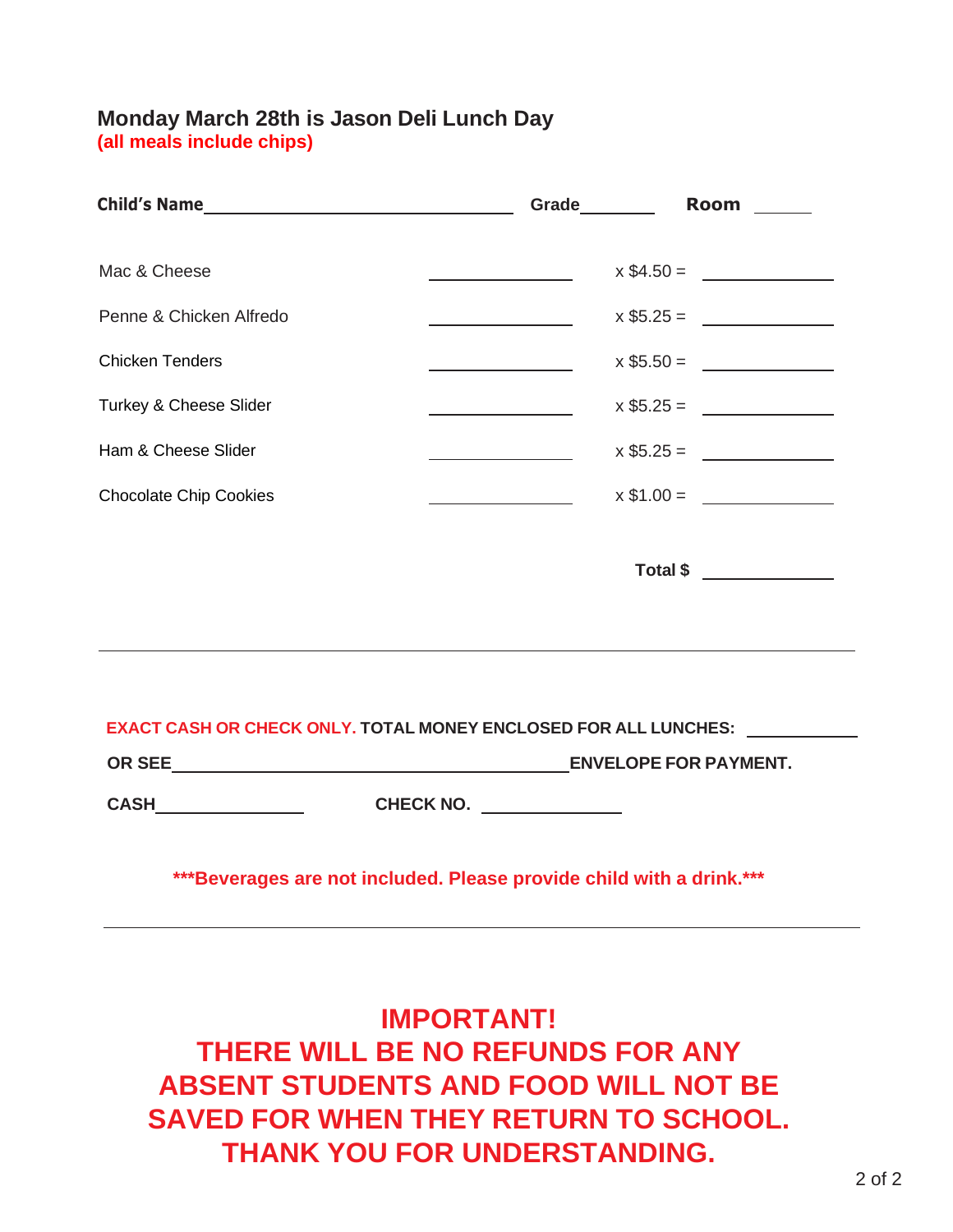## Monday March 28th is Jason Deli Lunch Day
**(all meals include chips)**

**Child's Name**\_\_\_\_\_\_\_\_\_\_\_\_\_\_\_\_\_\_\_\_\_\_\_\_\_\_\_\_\_\_ **Grade**\_\_\_\_\_\_\_\_ **Room** \_\_\_\_\_\_

| | | | |
|---|---|---|---|
| Mac & Cheese | \_\_\_\_\_\_\_\_\_\_\_\_ | x $4.50 = | \_\_\_\_\_\_\_\_\_\_\_\_ |
| Penne & Chicken Alfredo | \_\_\_\_\_\_\_\_\_\_\_\_ | x $5.25 = | \_\_\_\_\_\_\_\_\_\_\_\_ |
| Chicken Tenders | \_\_\_\_\_\_\_\_\_\_\_\_ | x $5.50 = | \_\_\_\_\_\_\_\_\_\_\_\_ |
| Turkey & Cheese Slider | \_\_\_\_\_\_\_\_\_\_\_\_ | x $5.25 = | \_\_\_\_\_\_\_\_\_\_\_\_ |
| Ham & Cheese Slider | \_\_\_\_\_\_\_\_\_\_\_\_ | x $5.25 = | \_\_\_\_\_\_\_\_\_\_\_\_ |
| Chocolate Chip Cookies | \_\_\_\_\_\_\_\_\_\_\_\_ | x $1.00 = | \_\_\_\_\_\_\_\_\_\_\_\_ |
| | | **Total $** | \_\_\_\_\_\_\_\_\_\_\_\_ |

---

**EXACT CASH OR CHECK ONLY. TOTAL MONEY ENCLOSED FOR ALL LUNCHES:** \_\_\_\_\_\_\_\_\_\_

**OR SEE**\_\_\_\_\_\_\_\_\_\_\_\_\_\_\_\_\_\_\_\_\_\_\_\_\_\_\_\_\_\_\_\_\_\_\_\_**ENVELOPE FOR PAYMENT.**

**CASH**\_\_\_\_\_\_\_\_\_\_\_\_\_\_ **CHECK NO.** \_\_\_\_\_\_\_\_\_\_\_\_\_\_

**\*\*\*Beverages are not included. Please provide child with a drink.\*\*\***

---

**IMPORTANT!**
**THERE WILL BE NO REFUNDS FOR ANY ABSENT STUDENTS AND FOOD WILL NOT BE SAVED FOR WHEN THEY RETURN TO SCHOOL. THANK YOU FOR UNDERSTANDING.**